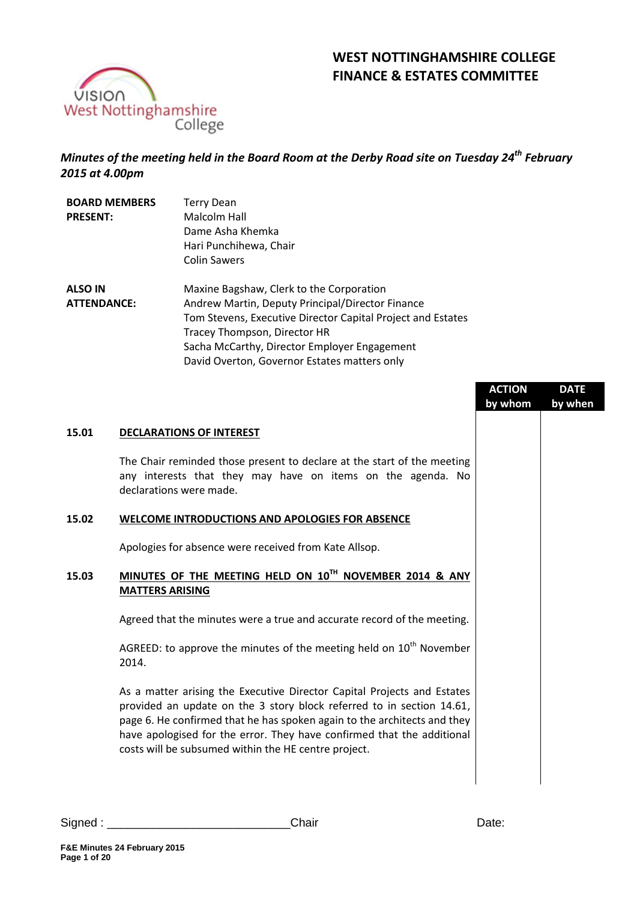# WEST NOTTINGHAMSHIRE COLLEGE
# FINANCE & ESTATES COMMITTEE

***Minutes of the meeting held in the Board Room at the Derby Road site on Tuesday 24th February 2015 at 4.00pm***

| | |
|---|---|
| **BOARD MEMBERS PRESENT:** | Terry Dean<br>Malcolm Hall<br>Dame Asha Khemka<br>Hari Punchihewa, Chair<br>Colin Sawers |
| **ALSO IN ATTENDANCE:** | Maxine Bagshaw, Clerk to the Corporation<br>Andrew Martin, Deputy Principal/Director Finance<br>Tom Stevens, Executive Director Capital Project and Estates<br>Tracey Thompson, Director HR<br>Sacha McCarthy, Director Employer Engagement<br>David Overton, Governor Estates matters only |

| | | ACTION by whom | DATE by when |
|---|---|---|---|
| **15.01** | **DECLARATIONS OF INTEREST** | | |
| | The Chair reminded those present to declare at the start of the meeting any interests that they may have on items on the agenda. No declarations were made. | | |
| **15.02** | **WELCOME INTRODUCTIONS AND APOLOGIES FOR ABSENCE** | | |
| | Apologies for absence were received from Kate Allsop. | | |
| **15.03** | **MINUTES OF THE MEETING HELD ON 10TH NOVEMBER 2014 & ANY MATTERS ARISING** | | |
| | Agreed that the minutes were a true and accurate record of the meeting. | | |
| | AGREED: to approve the minutes of the meeting held on 10th November 2014. | | |
| | As a matter arising the Executive Director Capital Projects and Estates provided an update on the 3 story block referred to in section 14.61, page 6. He confirmed that he has spoken again to the architects and they have apologised for the error. They have confirmed that the additional costs will be subsumed within the HE centre project. | | |

Signed : ___________________________Chair Date: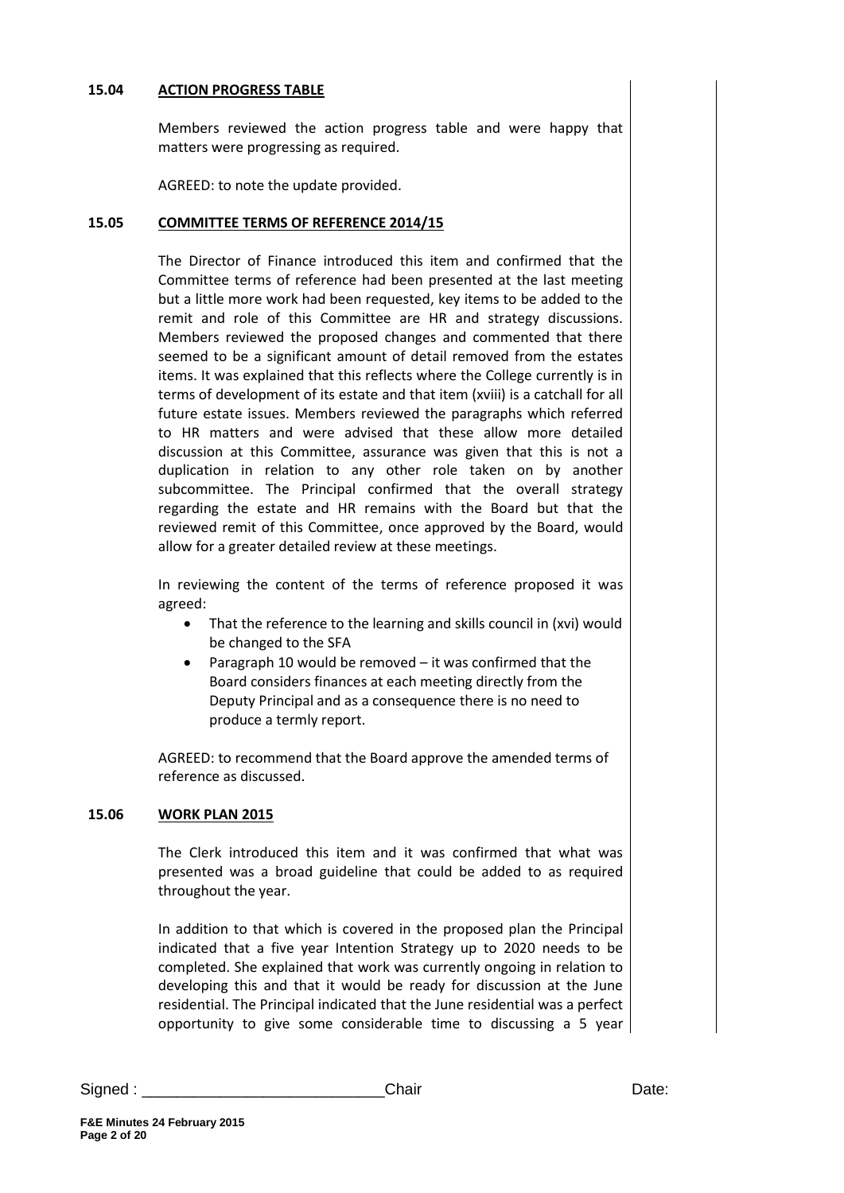**15.04 ACTION PROGRESS TABLE**

Members reviewed the action progress table and were happy that matters were progressing as required.

AGREED: to note the update provided.

**15.05 COMMITTEE TERMS OF REFERENCE 2014/15**

The Director of Finance introduced this item and confirmed that the Committee terms of reference had been presented at the last meeting but a little more work had been requested, key items to be added to the remit and role of this Committee are HR and strategy discussions. Members reviewed the proposed changes and commented that there seemed to be a significant amount of detail removed from the estates items. It was explained that this reflects where the College currently is in terms of development of its estate and that item (xviii) is a catchall for all future estate issues. Members reviewed the paragraphs which referred to HR matters and were advised that these allow more detailed discussion at this Committee, assurance was given that this is not a duplication in relation to any other role taken on by another subcommittee. The Principal confirmed that the overall strategy regarding the estate and HR remains with the Board but that the reviewed remit of this Committee, once approved by the Board, would allow for a greater detailed review at these meetings.

In reviewing the content of the terms of reference proposed it was agreed:

- That the reference to the learning and skills council in (xvi) would be changed to the SFA
- Paragraph 10 would be removed – it was confirmed that the Board considers finances at each meeting directly from the Deputy Principal and as a consequence there is no need to produce a termly report.

AGREED: to recommend that the Board approve the amended terms of reference as discussed.

**15.06 WORK PLAN 2015**

The Clerk introduced this item and it was confirmed that what was presented was a broad guideline that could be added to as required throughout the year.

In addition to that which is covered in the proposed plan the Principal indicated that a five year Intention Strategy up to 2020 needs to be completed. She explained that work was currently ongoing in relation to developing this and that it would be ready for discussion at the June residential. The Principal indicated that the June residential was a perfect opportunity to give some considerable time to discussing a 5 year

Signed : ___________________________ Chair Date:

F&E Minutes 24 February 2015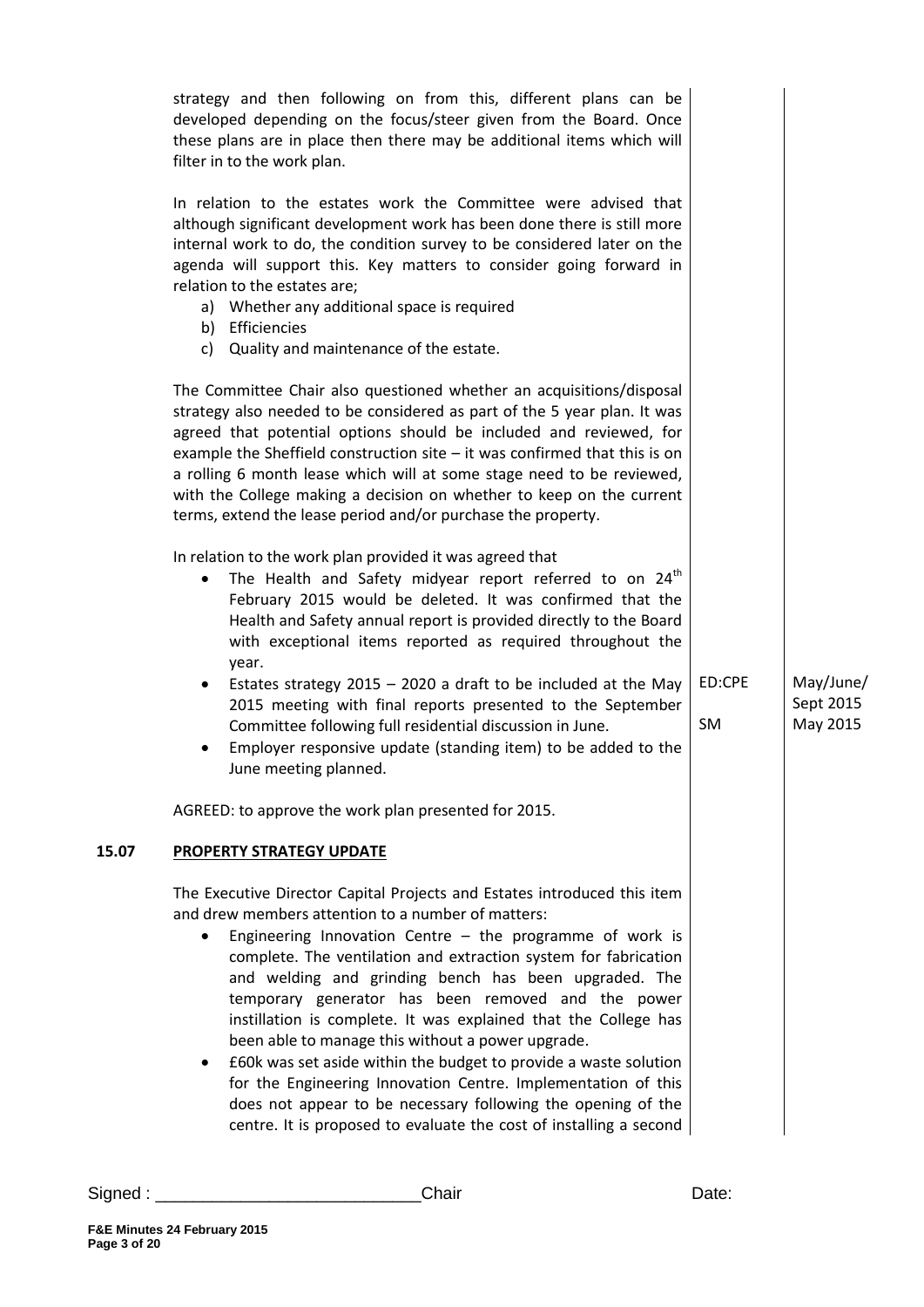strategy and then following on from this, different plans can be developed depending on the focus/steer given from the Board. Once these plans are in place then there may be additional items which will filter in to the work plan.

In relation to the estates work the Committee were advised that although significant development work has been done there is still more internal work to do, the condition survey to be considered later on the agenda will support this. Key matters to consider going forward in relation to the estates are;

a) Whether any additional space is required
b) Efficiencies
c) Quality and maintenance of the estate.

The Committee Chair also questioned whether an acquisitions/disposal strategy also needed to be considered as part of the 5 year plan. It was agreed that potential options should be included and reviewed, for example the Sheffield construction site – it was confirmed that this is on a rolling 6 month lease which will at some stage need to be reviewed, with the College making a decision on whether to keep on the current terms, extend the lease period and/or purchase the property.

In relation to the work plan provided it was agreed that

- The Health and Safety midyear report referred to on 24th February 2015 would be deleted. It was confirmed that the Health and Safety annual report is provided directly to the Board with exceptional items reported as required throughout the year.
- Estates strategy 2015 – 2020 a draft to be included at the May 2015 meeting with final reports presented to the September Committee following full residential discussion in June. — **ED:CPE** — May/June/ Sept 2015
- Employer responsive update (standing item) to be added to the June meeting planned. — **SM** — May 2015

AGREED: to approve the work plan presented for 2015.

## 15.07 PROPERTY STRATEGY UPDATE

The Executive Director Capital Projects and Estates introduced this item and drew members attention to a number of matters:

- Engineering Innovation Centre – the programme of work is complete. The ventilation and extraction system for fabrication and welding and grinding bench has been upgraded. The temporary generator has been removed and the power instillation is complete. It was explained that the College has been able to manage this without a power upgrade.
- £60k was set aside within the budget to provide a waste solution for the Engineering Innovation Centre. Implementation of this does not appear to be necessary following the opening of the centre. It is proposed to evaluate the cost of installing a second

Signed : ___________________________Chair Date: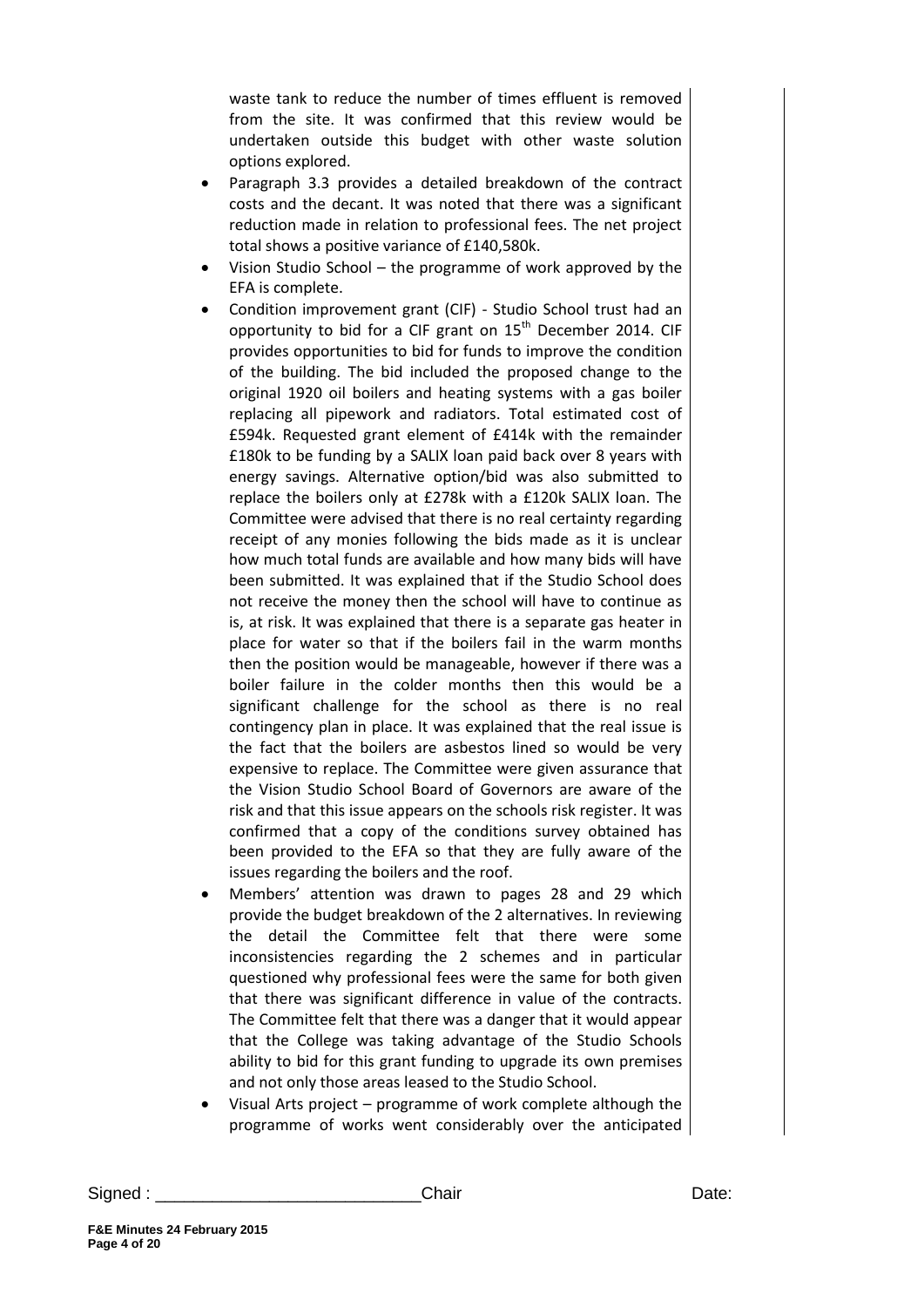waste tank to reduce the number of times effluent is removed from the site. It was confirmed that this review would be undertaken outside this budget with other waste solution options explored.

- Paragraph 3.3 provides a detailed breakdown of the contract costs and the decant. It was noted that there was a significant reduction made in relation to professional fees. The net project total shows a positive variance of £140,580k.
- Vision Studio School – the programme of work approved by the EFA is complete.
- Condition improvement grant (CIF) - Studio School trust had an opportunity to bid for a CIF grant on 15th December 2014. CIF provides opportunities to bid for funds to improve the condition of the building. The bid included the proposed change to the original 1920 oil boilers and heating systems with a gas boiler replacing all pipework and radiators. Total estimated cost of £594k. Requested grant element of £414k with the remainder £180k to be funding by a SALIX loan paid back over 8 years with energy savings. Alternative option/bid was also submitted to replace the boilers only at £278k with a £120k SALIX loan. The Committee were advised that there is no real certainty regarding receipt of any monies following the bids made as it is unclear how much total funds are available and how many bids will have been submitted. It was explained that if the Studio School does not receive the money then the school will have to continue as is, at risk. It was explained that there is a separate gas heater in place for water so that if the boilers fail in the warm months then the position would be manageable, however if there was a boiler failure in the colder months then this would be a significant challenge for the school as there is no real contingency plan in place. It was explained that the real issue is the fact that the boilers are asbestos lined so would be very expensive to replace. The Committee were given assurance that the Vision Studio School Board of Governors are aware of the risk and that this issue appears on the schools risk register. It was confirmed that a copy of the conditions survey obtained has been provided to the EFA so that they are fully aware of the issues regarding the boilers and the roof.
- Members' attention was drawn to pages 28 and 29 which provide the budget breakdown of the 2 alternatives. In reviewing the detail the Committee felt that there were some inconsistencies regarding the 2 schemes and in particular questioned why professional fees were the same for both given that there was significant difference in value of the contracts. The Committee felt that there was a danger that it would appear that the College was taking advantage of the Studio Schools ability to bid for this grant funding to upgrade its own premises and not only those areas leased to the Studio School.
- Visual Arts project – programme of work complete although the programme of works went considerably over the anticipated

Signed : ___________________________ Chair Date: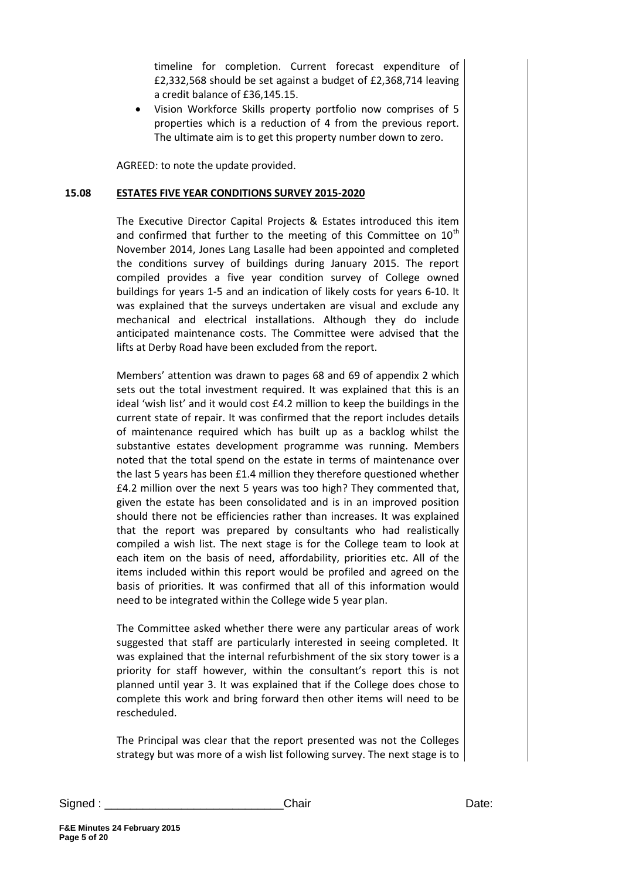timeline for completion. Current forecast expenditure of £2,332,568 should be set against a budget of £2,368,714 leaving a credit balance of £36,145.15.

- Vision Workforce Skills property portfolio now comprises of 5 properties which is a reduction of 4 from the previous report. The ultimate aim is to get this property number down to zero.

AGREED: to note the update provided.

**15.08 ESTATES FIVE YEAR CONDITIONS SURVEY 2015-2020**

The Executive Director Capital Projects & Estates introduced this item and confirmed that further to the meeting of this Committee on 10th November 2014, Jones Lang Lasalle had been appointed and completed the conditions survey of buildings during January 2015. The report compiled provides a five year condition survey of College owned buildings for years 1-5 and an indication of likely costs for years 6-10. It was explained that the surveys undertaken are visual and exclude any mechanical and electrical installations. Although they do include anticipated maintenance costs. The Committee were advised that the lifts at Derby Road have been excluded from the report.

Members' attention was drawn to pages 68 and 69 of appendix 2 which sets out the total investment required. It was explained that this is an ideal 'wish list' and it would cost £4.2 million to keep the buildings in the current state of repair. It was confirmed that the report includes details of maintenance required which has built up as a backlog whilst the substantive estates development programme was running. Members noted that the total spend on the estate in terms of maintenance over the last 5 years has been £1.4 million they therefore questioned whether £4.2 million over the next 5 years was too high? They commented that, given the estate has been consolidated and is in an improved position should there not be efficiencies rather than increases. It was explained that the report was prepared by consultants who had realistically compiled a wish list. The next stage is for the College team to look at each item on the basis of need, affordability, priorities etc. All of the items included within this report would be profiled and agreed on the basis of priorities. It was confirmed that all of this information would need to be integrated within the College wide 5 year plan.

The Committee asked whether there were any particular areas of work suggested that staff are particularly interested in seeing completed. It was explained that the internal refurbishment of the six story tower is a priority for staff however, within the consultant's report this is not planned until year 3. It was explained that if the College does chose to complete this work and bring forward then other items will need to be rescheduled.

The Principal was clear that the report presented was not the Colleges strategy but was more of a wish list following survey. The next stage is to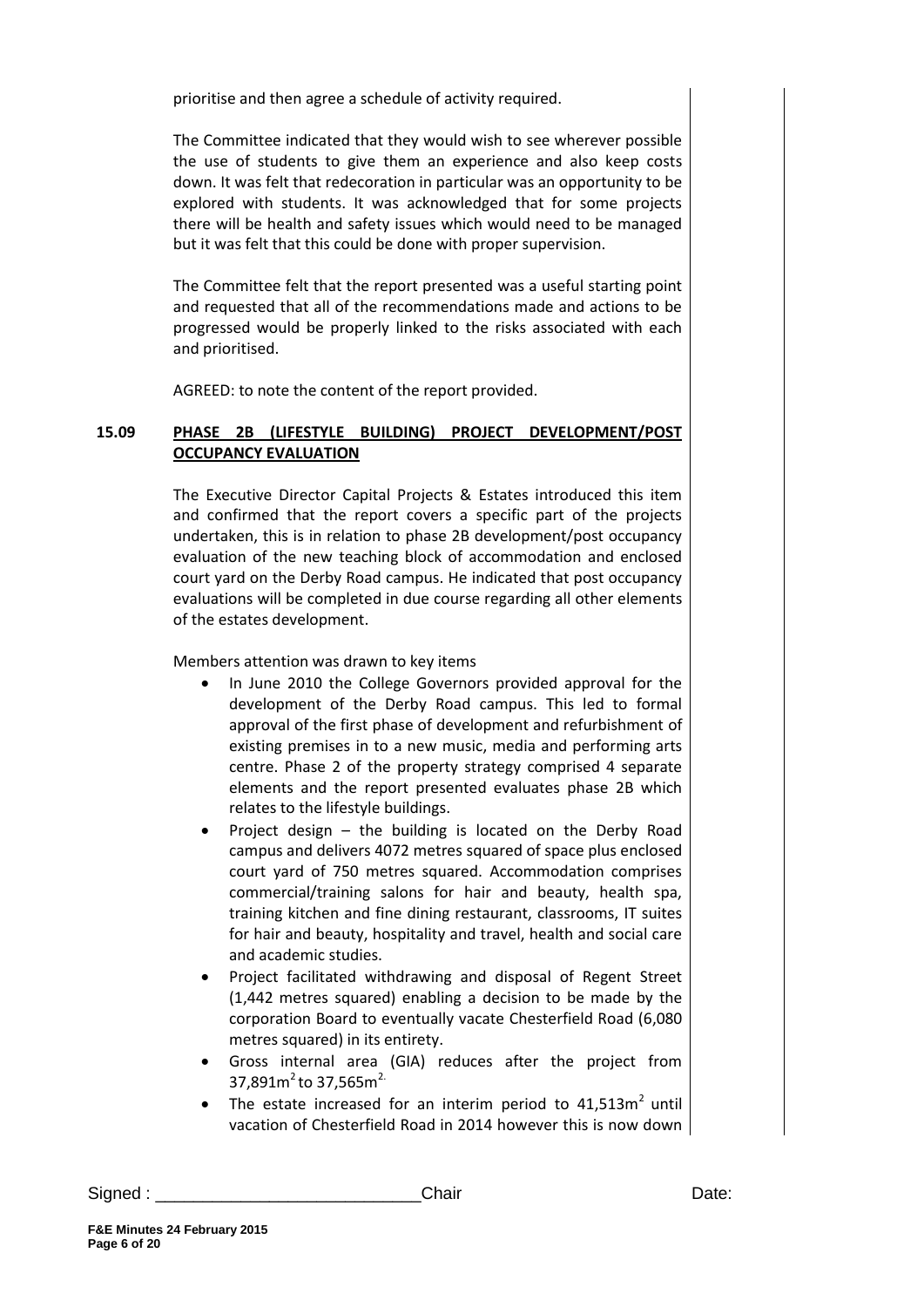prioritise and then agree a schedule of activity required.

The Committee indicated that they would wish to see wherever possible the use of students to give them an experience and also keep costs down. It was felt that redecoration in particular was an opportunity to be explored with students. It was acknowledged that for some projects there will be health and safety issues which would need to be managed but it was felt that this could be done with proper supervision.

The Committee felt that the report presented was a useful starting point and requested that all of the recommendations made and actions to be progressed would be properly linked to the risks associated with each and prioritised.

AGREED: to note the content of the report provided.

**15.09 PHASE 2B (LIFESTYLE BUILDING) PROJECT DEVELOPMENT/POST OCCUPANCY EVALUATION**

The Executive Director Capital Projects & Estates introduced this item and confirmed that the report covers a specific part of the projects undertaken, this is in relation to phase 2B development/post occupancy evaluation of the new teaching block of accommodation and enclosed court yard on the Derby Road campus. He indicated that post occupancy evaluations will be completed in due course regarding all other elements of the estates development.

Members attention was drawn to key items

- In June 2010 the College Governors provided approval for the development of the Derby Road campus. This led to formal approval of the first phase of development and refurbishment of existing premises in to a new music, media and performing arts centre. Phase 2 of the property strategy comprised 4 separate elements and the report presented evaluates phase 2B which relates to the lifestyle buildings.
- Project design – the building is located on the Derby Road campus and delivers 4072 metres squared of space plus enclosed court yard of 750 metres squared. Accommodation comprises commercial/training salons for hair and beauty, health spa, training kitchen and fine dining restaurant, classrooms, IT suites for hair and beauty, hospitality and travel, health and social care and academic studies.
- Project facilitated withdrawing and disposal of Regent Street (1,442 metres squared) enabling a decision to be made by the corporation Board to eventually vacate Chesterfield Road (6,080 metres squared) in its entirety.
- Gross internal area (GIA) reduces after the project from 37,891m$^2$ to 37,565m$^2$.
- The estate increased for an interim period to 41,513m$^2$ until vacation of Chesterfield Road in 2014 however this is now down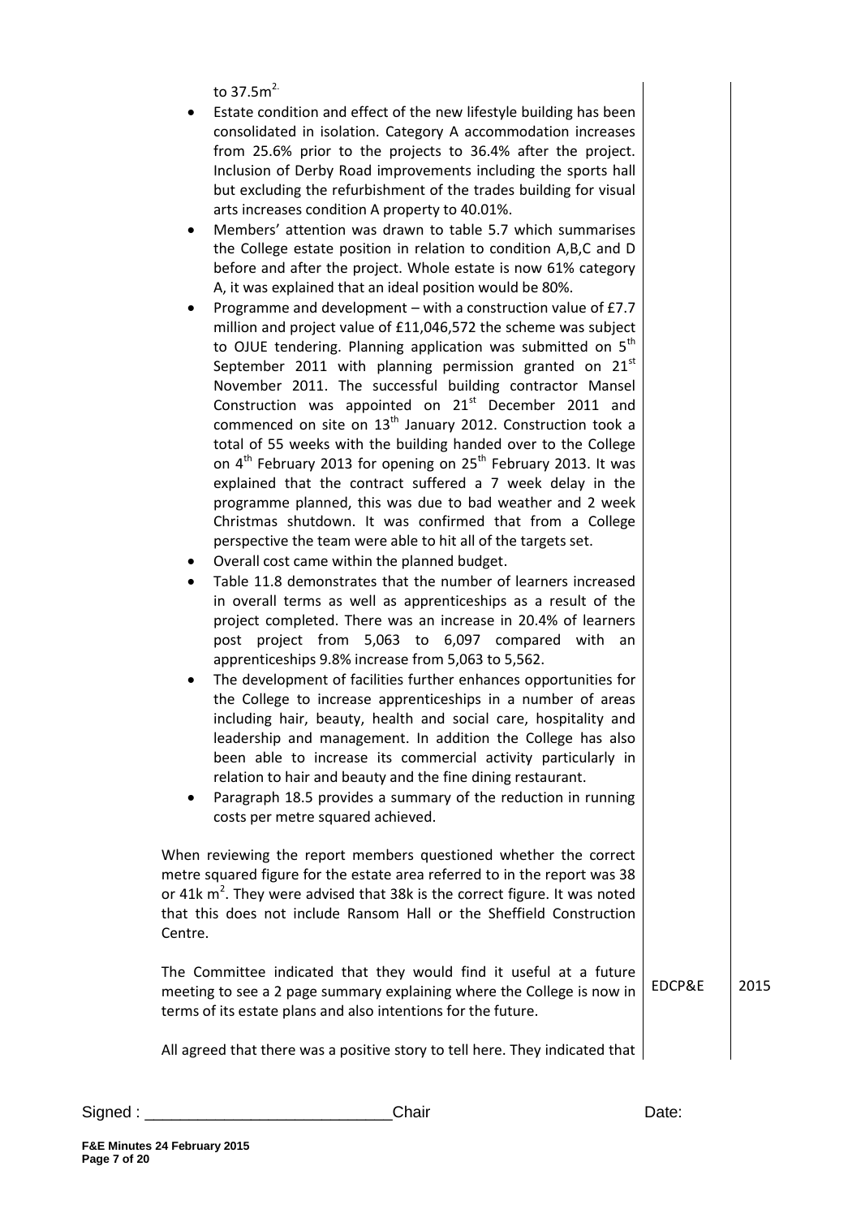to 37.5m$^{2.}$

- Estate condition and effect of the new lifestyle building has been consolidated in isolation. Category A accommodation increases from 25.6% prior to the projects to 36.4% after the project. Inclusion of Derby Road improvements including the sports hall but excluding the refurbishment of the trades building for visual arts increases condition A property to 40.01%.
- Members' attention was drawn to table 5.7 which summarises the College estate position in relation to condition A,B,C and D before and after the project. Whole estate is now 61% category A, it was explained that an ideal position would be 80%.
- Programme and development – with a construction value of £7.7 million and project value of £11,046,572 the scheme was subject to OJUE tendering. Planning application was submitted on 5th September 2011 with planning permission granted on 21st November 2011. The successful building contractor Mansel Construction was appointed on 21st December 2011 and commenced on site on 13th January 2012. Construction took a total of 55 weeks with the building handed over to the College on 4th February 2013 for opening on 25th February 2013. It was explained that the contract suffered a 7 week delay in the programme planned, this was due to bad weather and 2 week Christmas shutdown. It was confirmed that from a College perspective the team were able to hit all of the targets set.
- Overall cost came within the planned budget.
- Table 11.8 demonstrates that the number of learners increased in overall terms as well as apprenticeships as a result of the project completed. There was an increase in 20.4% of learners post project from 5,063 to 6,097 compared with an apprenticeships 9.8% increase from 5,063 to 5,562.
- The development of facilities further enhances opportunities for the College to increase apprenticeships in a number of areas including hair, beauty, health and social care, hospitality and leadership and management. In addition the College has also been able to increase its commercial activity particularly in relation to hair and beauty and the fine dining restaurant.
- Paragraph 18.5 provides a summary of the reduction in running costs per metre squared achieved.

When reviewing the report members questioned whether the correct metre squared figure for the estate area referred to in the report was 38 or 41k m$^2$. They were advised that 38k is the correct figure. It was noted that this does not include Ransom Hall or the Sheffield Construction Centre.

The Committee indicated that they would find it useful at a future meeting to see a 2 page summary explaining where the College is now in terms of its estate plans and also intentions for the future. | EDCP&E | 2015

All agreed that there was a positive story to tell here. They indicated that

Signed : \_\_\_\_\_\_\_\_\_\_\_\_\_\_\_\_\_\_\_\_\_\_\_\_\_\_\_\_ Chair Date: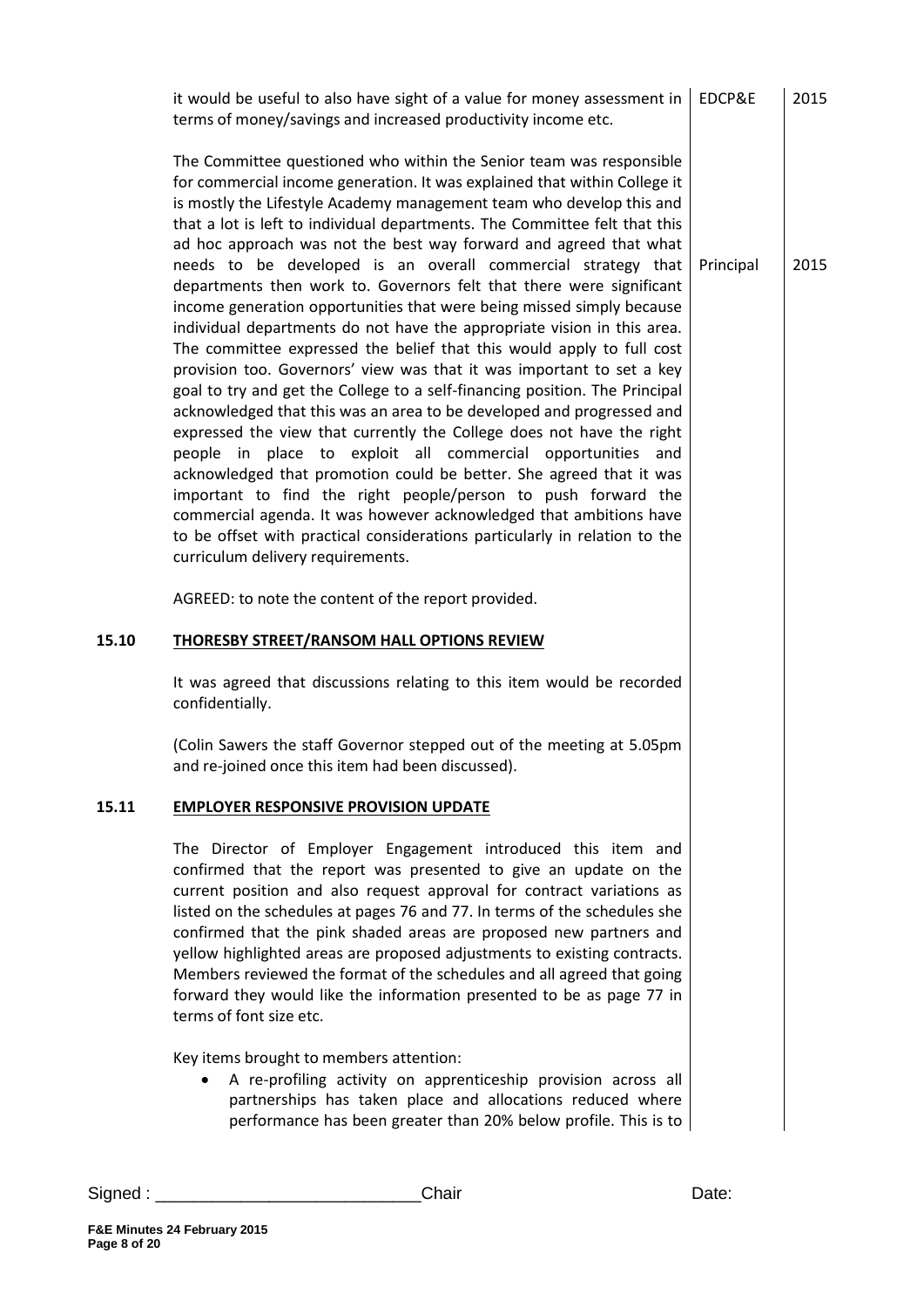it would be useful to also have sight of a value for money assessment in terms of money/savings and increased productivity income etc. — EDCP&E — 2015

The Committee questioned who within the Senior team was responsible for commercial income generation. It was explained that within College it is mostly the Lifestyle Academy management team who develop this and that a lot is left to individual departments. The Committee felt that this ad hoc approach was not the best way forward and agreed that what needs to be developed is an overall commercial strategy that departments then work to. Governors felt that there were significant income generation opportunities that were being missed simply because individual departments do not have the appropriate vision in this area. The committee expressed the belief that this would apply to full cost provision too. Governors' view was that it was important to set a key goal to try and get the College to a self-financing position. The Principal acknowledged that this was an area to be developed and progressed and expressed the view that currently the College does not have the right people in place to exploit all commercial opportunities and acknowledged that promotion could be better. She agreed that it was important to find the right people/person to push forward the commercial agenda. It was however acknowledged that ambitions have to be offset with practical considerations particularly in relation to the curriculum delivery requirements. — Principal — 2015

AGREED: to note the content of the report provided.

## 15.10 THORESBY STREET/RANSOM HALL OPTIONS REVIEW

It was agreed that discussions relating to this item would be recorded confidentially.

(Colin Sawers the staff Governor stepped out of the meeting at 5.05pm and re-joined once this item had been discussed).

## 15.11 EMPLOYER RESPONSIVE PROVISION UPDATE

The Director of Employer Engagement introduced this item and confirmed that the report was presented to give an update on the current position and also request approval for contract variations as listed on the schedules at pages 76 and 77. In terms of the schedules she confirmed that the pink shaded areas are proposed new partners and yellow highlighted areas are proposed adjustments to existing contracts. Members reviewed the format of the schedules and all agreed that going forward they would like the information presented to be as page 77 in terms of font size etc.

Key items brought to members attention:

- A re-profiling activity on apprenticeship provision across all partnerships has taken place and allocations reduced where performance has been greater than 20% below profile. This is to

Signed : ___________________________Chair Date: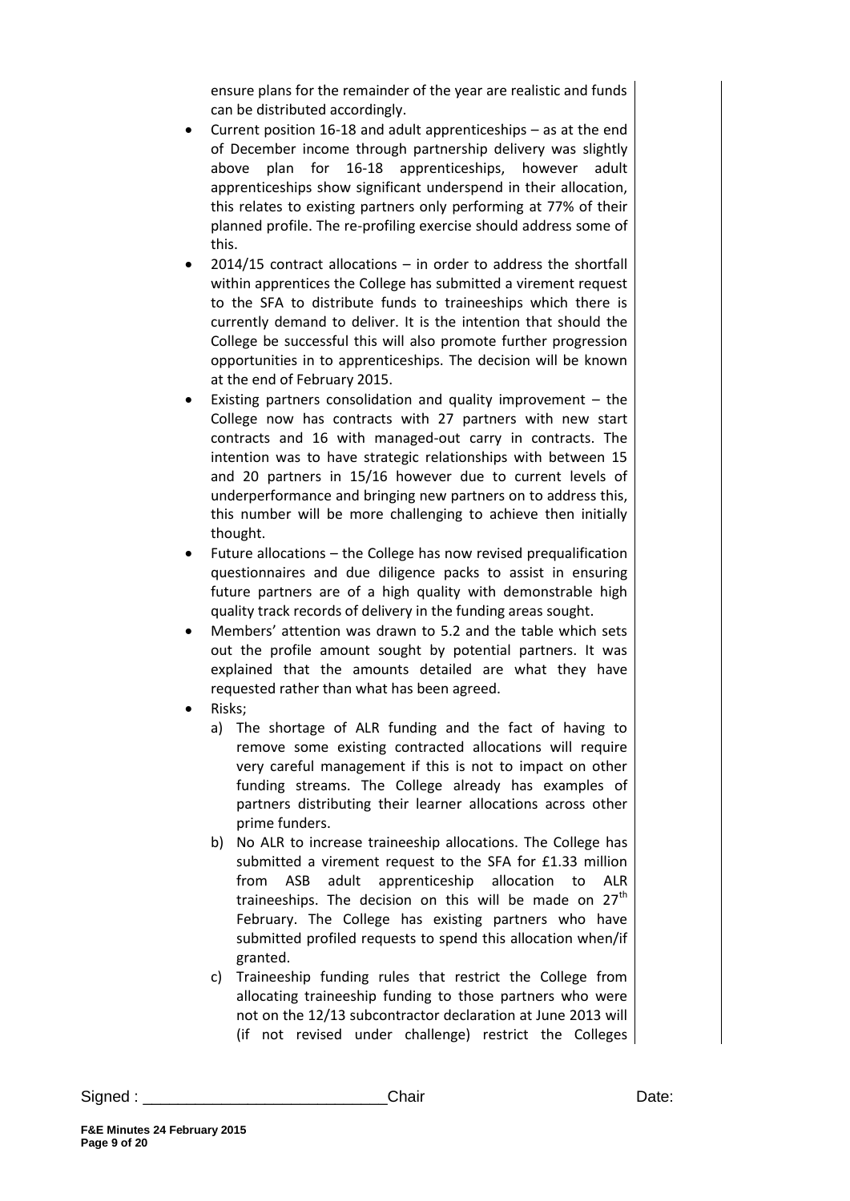ensure plans for the remainder of the year are realistic and funds can be distributed accordingly.

- Current position 16-18 and adult apprenticeships – as at the end of December income through partnership delivery was slightly above plan for 16-18 apprenticeships, however adult apprenticeships show significant underspend in their allocation, this relates to existing partners only performing at 77% of their planned profile. The re-profiling exercise should address some of this.
- 2014/15 contract allocations – in order to address the shortfall within apprentices the College has submitted a virement request to the SFA to distribute funds to traineeships which there is currently demand to deliver. It is the intention that should the College be successful this will also promote further progression opportunities in to apprenticeships. The decision will be known at the end of February 2015.
- Existing partners consolidation and quality improvement – the College now has contracts with 27 partners with new start contracts and 16 with managed-out carry in contracts. The intention was to have strategic relationships with between 15 and 20 partners in 15/16 however due to current levels of underperformance and bringing new partners on to address this, this number will be more challenging to achieve then initially thought.
- Future allocations – the College has now revised prequalification questionnaires and due diligence packs to assist in ensuring future partners are of a high quality with demonstrable high quality track records of delivery in the funding areas sought.
- Members' attention was drawn to 5.2 and the table which sets out the profile amount sought by potential partners. It was explained that the amounts detailed are what they have requested rather than what has been agreed.
- Risks;
  a) The shortage of ALR funding and the fact of having to remove some existing contracted allocations will require very careful management if this is not to impact on other funding streams. The College already has examples of partners distributing their learner allocations across other prime funders.
  b) No ALR to increase traineeship allocations. The College has submitted a virement request to the SFA for £1.33 million from ASB adult apprenticeship allocation to ALR traineeships. The decision on this will be made on 27th February. The College has existing partners who have submitted profiled requests to spend this allocation when/if granted.
  c) Traineeship funding rules that restrict the College from allocating traineeship funding to those partners who were not on the 12/13 subcontractor declaration at June 2013 will (if not revised under challenge) restrict the Colleges

Signed : ___________________________Chair Date: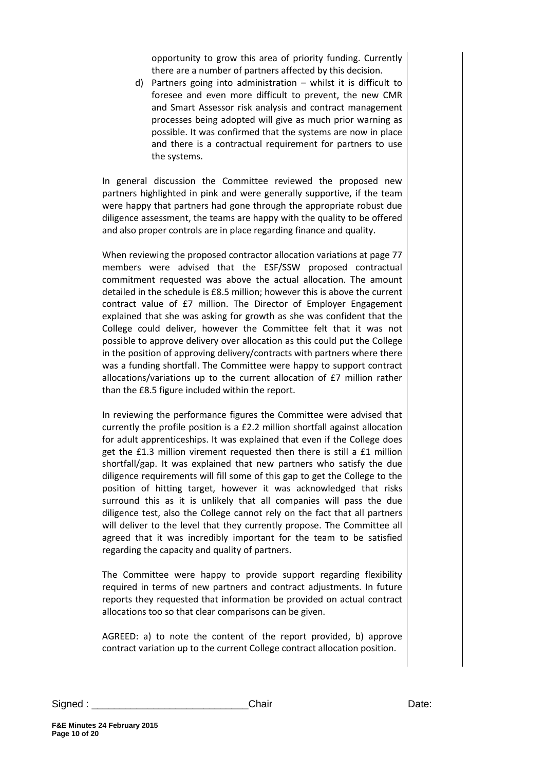opportunity to grow this area of priority funding. Currently there are a number of partners affected by this decision.

d) Partners going into administration – whilst it is difficult to foresee and even more difficult to prevent, the new CMR and Smart Assessor risk analysis and contract management processes being adopted will give as much prior warning as possible. It was confirmed that the systems are now in place and there is a contractual requirement for partners to use the systems.

In general discussion the Committee reviewed the proposed new partners highlighted in pink and were generally supportive, if the team were happy that partners had gone through the appropriate robust due diligence assessment, the teams are happy with the quality to be offered and also proper controls are in place regarding finance and quality.

When reviewing the proposed contractor allocation variations at page 77 members were advised that the ESF/SSW proposed contractual commitment requested was above the actual allocation. The amount detailed in the schedule is £8.5 million; however this is above the current contract value of £7 million. The Director of Employer Engagement explained that she was asking for growth as she was confident that the College could deliver, however the Committee felt that it was not possible to approve delivery over allocation as this could put the College in the position of approving delivery/contracts with partners where there was a funding shortfall. The Committee were happy to support contract allocations/variations up to the current allocation of £7 million rather than the £8.5 figure included within the report.

In reviewing the performance figures the Committee were advised that currently the profile position is a £2.2 million shortfall against allocation for adult apprenticeships. It was explained that even if the College does get the £1.3 million virement requested then there is still a £1 million shortfall/gap. It was explained that new partners who satisfy the due diligence requirements will fill some of this gap to get the College to the position of hitting target, however it was acknowledged that risks surround this as it is unlikely that all companies will pass the due diligence test, also the College cannot rely on the fact that all partners will deliver to the level that they currently propose. The Committee all agreed that it was incredibly important for the team to be satisfied regarding the capacity and quality of partners.

The Committee were happy to provide support regarding flexibility required in terms of new partners and contract adjustments. In future reports they requested that information be provided on actual contract allocations too so that clear comparisons can be given.

AGREED: a) to note the content of the report provided, b) approve contract variation up to the current College contract allocation position.

Signed : ___________________________Chair Date:

**F&E Minutes 24 February 2015**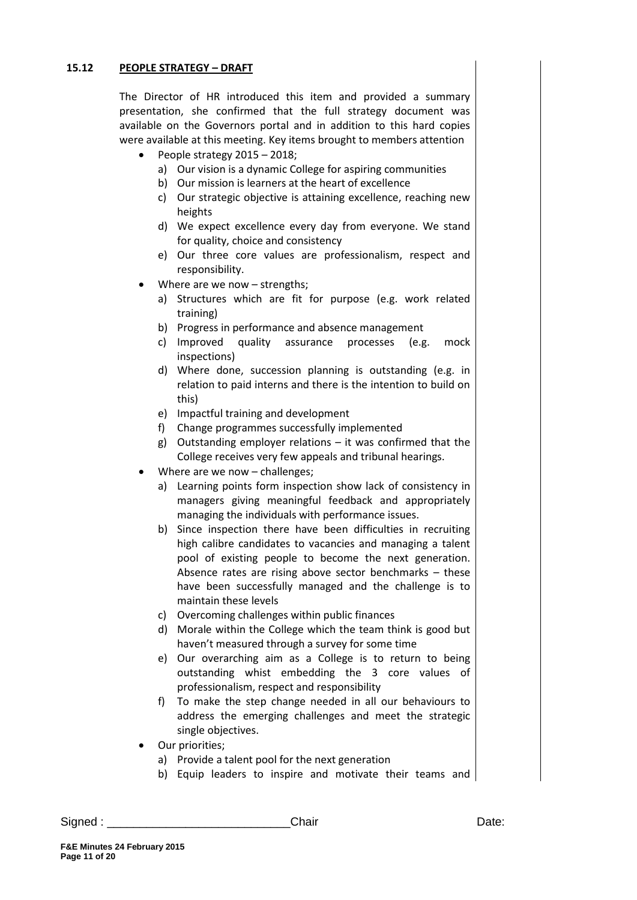## 15.12 PEOPLE STRATEGY – DRAFT

The Director of HR introduced this item and provided a summary presentation, she confirmed that the full strategy document was available on the Governors portal and in addition to this hard copies were available at this meeting. Key items brought to members attention

- People strategy 2015 – 2018;
  - a) Our vision is a dynamic College for aspiring communities
  - b) Our mission is learners at the heart of excellence
  - c) Our strategic objective is attaining excellence, reaching new heights
  - d) We expect excellence every day from everyone. We stand for quality, choice and consistency
  - e) Our three core values are professionalism, respect and responsibility.
- Where are we now – strengths;
  - a) Structures which are fit for purpose (e.g. work related training)
  - b) Progress in performance and absence management
  - c) Improved quality assurance processes (e.g. mock inspections)
  - d) Where done, succession planning is outstanding (e.g. in relation to paid interns and there is the intention to build on this)
  - e) Impactful training and development
  - f) Change programmes successfully implemented
  - g) Outstanding employer relations – it was confirmed that the College receives very few appeals and tribunal hearings.
- Where are we now – challenges;
  - a) Learning points form inspection show lack of consistency in managers giving meaningful feedback and appropriately managing the individuals with performance issues.
  - b) Since inspection there have been difficulties in recruiting high calibre candidates to vacancies and managing a talent pool of existing people to become the next generation. Absence rates are rising above sector benchmarks – these have been successfully managed and the challenge is to maintain these levels
  - c) Overcoming challenges within public finances
  - d) Morale within the College which the team think is good but haven't measured through a survey for some time
  - e) Our overarching aim as a College is to return to being outstanding whist embedding the 3 core values of professionalism, respect and responsibility
  - f) To make the step change needed in all our behaviours to address the emerging challenges and meet the strategic single objectives.
- Our priorities;
  - a) Provide a talent pool for the next generation
  - b) Equip leaders to inspire and motivate their teams and

Signed : \_\_\_\_\_\_\_\_\_\_\_\_\_\_\_\_\_\_\_\_\_\_\_\_\_\_\_Chair Date: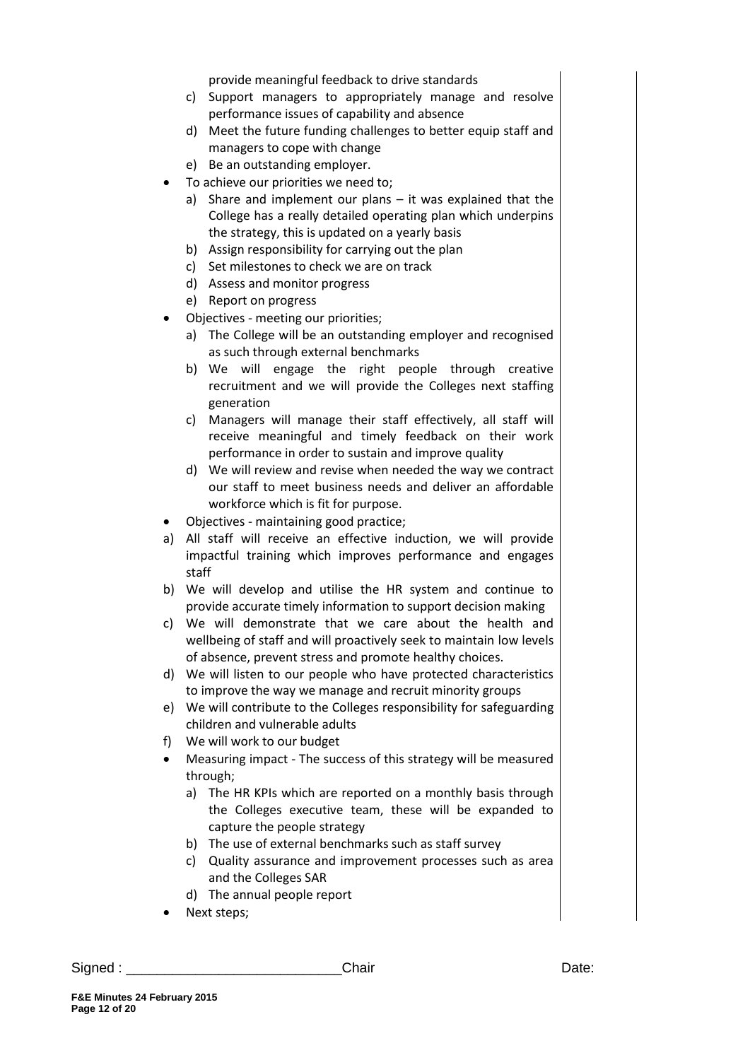provide meaningful feedback to drive standards

   c) Support managers to appropriately manage and resolve performance issues of capability and absence
   d) Meet the future funding challenges to better equip staff and managers to cope with change
   e) Be an outstanding employer.

- To achieve our priorities we need to;
   a) Share and implement our plans – it was explained that the College has a really detailed operating plan which underpins the strategy, this is updated on a yearly basis
   b) Assign responsibility for carrying out the plan
   c) Set milestones to check we are on track
   d) Assess and monitor progress
   e) Report on progress
- Objectives - meeting our priorities;
   a) The College will be an outstanding employer and recognised as such through external benchmarks
   b) We will engage the right people through creative recruitment and we will provide the Colleges next staffing generation
   c) Managers will manage their staff effectively, all staff will receive meaningful and timely feedback on their work performance in order to sustain and improve quality
   d) We will review and revise when needed the way we contract our staff to meet business needs and deliver an affordable workforce which is fit for purpose.
- Objectives - maintaining good practice;

a) All staff will receive an effective induction, we will provide impactful training which improves performance and engages staff

b) We will develop and utilise the HR system and continue to provide accurate timely information to support decision making

c) We will demonstrate that we care about the health and wellbeing of staff and will proactively seek to maintain low levels of absence, prevent stress and promote healthy choices.

d) We will listen to our people who have protected characteristics to improve the way we manage and recruit minority groups

e) We will contribute to the Colleges responsibility for safeguarding children and vulnerable adults

f) We will work to our budget

- Measuring impact - The success of this strategy will be measured through;
   a) The HR KPIs which are reported on a monthly basis through the Colleges executive team, these will be expanded to capture the people strategy
   b) The use of external benchmarks such as staff survey
   c) Quality assurance and improvement processes such as area and the Colleges SAR
   d) The annual people report
- Next steps;

Signed : ___________________________ Chair Date:

F&E Minutes 24 February 2015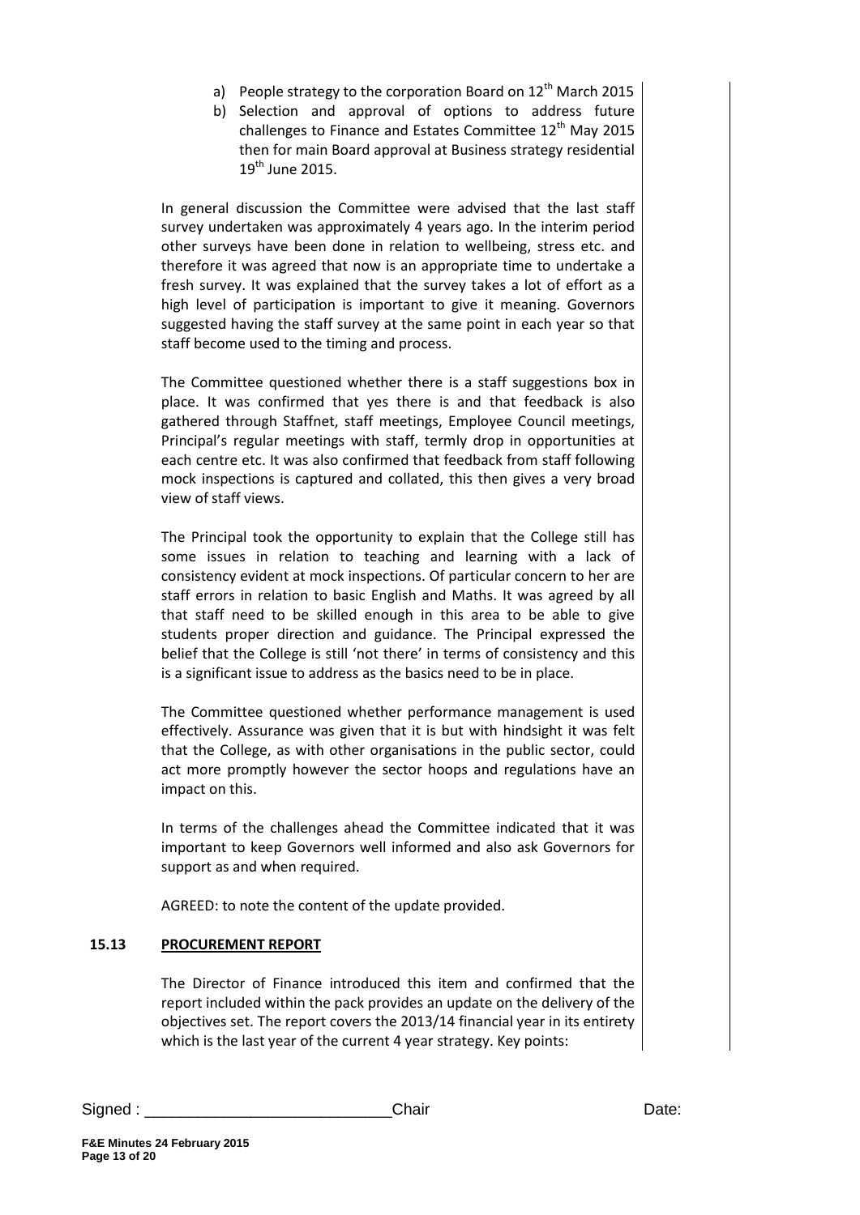a) People strategy to the corporation Board on 12th March 2015
b) Selection and approval of options to address future challenges to Finance and Estates Committee 12th May 2015 then for main Board approval at Business strategy residential 19th June 2015.

In general discussion the Committee were advised that the last staff survey undertaken was approximately 4 years ago. In the interim period other surveys have been done in relation to wellbeing, stress etc. and therefore it was agreed that now is an appropriate time to undertake a fresh survey. It was explained that the survey takes a lot of effort as a high level of participation is important to give it meaning. Governors suggested having the staff survey at the same point in each year so that staff become used to the timing and process.

The Committee questioned whether there is a staff suggestions box in place. It was confirmed that yes there is and that feedback is also gathered through Staffnet, staff meetings, Employee Council meetings, Principal's regular meetings with staff, termly drop in opportunities at each centre etc. It was also confirmed that feedback from staff following mock inspections is captured and collated, this then gives a very broad view of staff views.

The Principal took the opportunity to explain that the College still has some issues in relation to teaching and learning with a lack of consistency evident at mock inspections. Of particular concern to her are staff errors in relation to basic English and Maths. It was agreed by all that staff need to be skilled enough in this area to be able to give students proper direction and guidance. The Principal expressed the belief that the College is still 'not there' in terms of consistency and this is a significant issue to address as the basics need to be in place.

The Committee questioned whether performance management is used effectively. Assurance was given that it is but with hindsight it was felt that the College, as with other organisations in the public sector, could act more promptly however the sector hoops and regulations have an impact on this.

In terms of the challenges ahead the Committee indicated that it was important to keep Governors well informed and also ask Governors for support as and when required.

AGREED: to note the content of the update provided.

## 15.13 PROCUREMENT REPORT

The Director of Finance introduced this item and confirmed that the report included within the pack provides an update on the delivery of the objectives set. The report covers the 2013/14 financial year in its entirety which is the last year of the current 4 year strategy. Key points:

Signed : ___________________________ Chair                Date: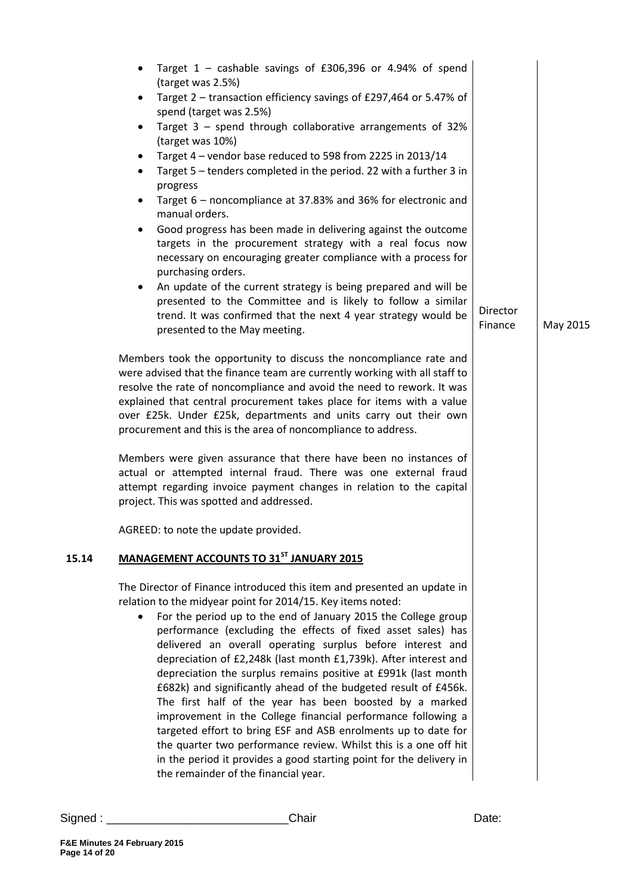- Target 1 – cashable savings of £306,396 or 4.94% of spend (target was 2.5%)
- Target 2 – transaction efficiency savings of £297,464 or 5.47% of spend (target was 2.5%)
- Target 3 – spend through collaborative arrangements of 32% (target was 10%)
- Target 4 – vendor base reduced to 598 from 2225 in 2013/14
- Target 5 – tenders completed in the period. 22 with a further 3 in progress
- Target 6 – noncompliance at 37.83% and 36% for electronic and manual orders.
- Good progress has been made in delivering against the outcome targets in the procurement strategy with a real focus now necessary on encouraging greater compliance with a process for purchasing orders.
- An update of the current strategy is being prepared and will be presented to the Committee and is likely to follow a similar trend. It was confirmed that the next 4 year strategy would be presented to the May meeting. — **Director Finance** — **May 2015**

Members took the opportunity to discuss the noncompliance rate and were advised that the finance team are currently working with all staff to resolve the rate of noncompliance and avoid the need to rework. It was explained that central procurement takes place for items with a value over £25k. Under £25k, departments and units carry out their own procurement and this is the area of noncompliance to address.

Members were given assurance that there have been no instances of actual or attempted internal fraud. There was one external fraud attempt regarding invoice payment changes in relation to the capital project. This was spotted and addressed.

AGREED: to note the update provided.

## 15.14 MANAGEMENT ACCOUNTS TO 31ST JANUARY 2015

The Director of Finance introduced this item and presented an update in relation to the midyear point for 2014/15. Key items noted:

- For the period up to the end of January 2015 the College group performance (excluding the effects of fixed asset sales) has delivered an overall operating surplus before interest and depreciation of £2,248k (last month £1,739k). After interest and depreciation the surplus remains positive at £991k (last month £682k) and significantly ahead of the budgeted result of £456k. The first half of the year has been boosted by a marked improvement in the College financial performance following a targeted effort to bring ESF and ASB enrolments up to date for the quarter two performance review. Whilst this is a one off hit in the period it provides a good starting point for the delivery in the remainder of the financial year.

Signed : ___________________________Chair Date: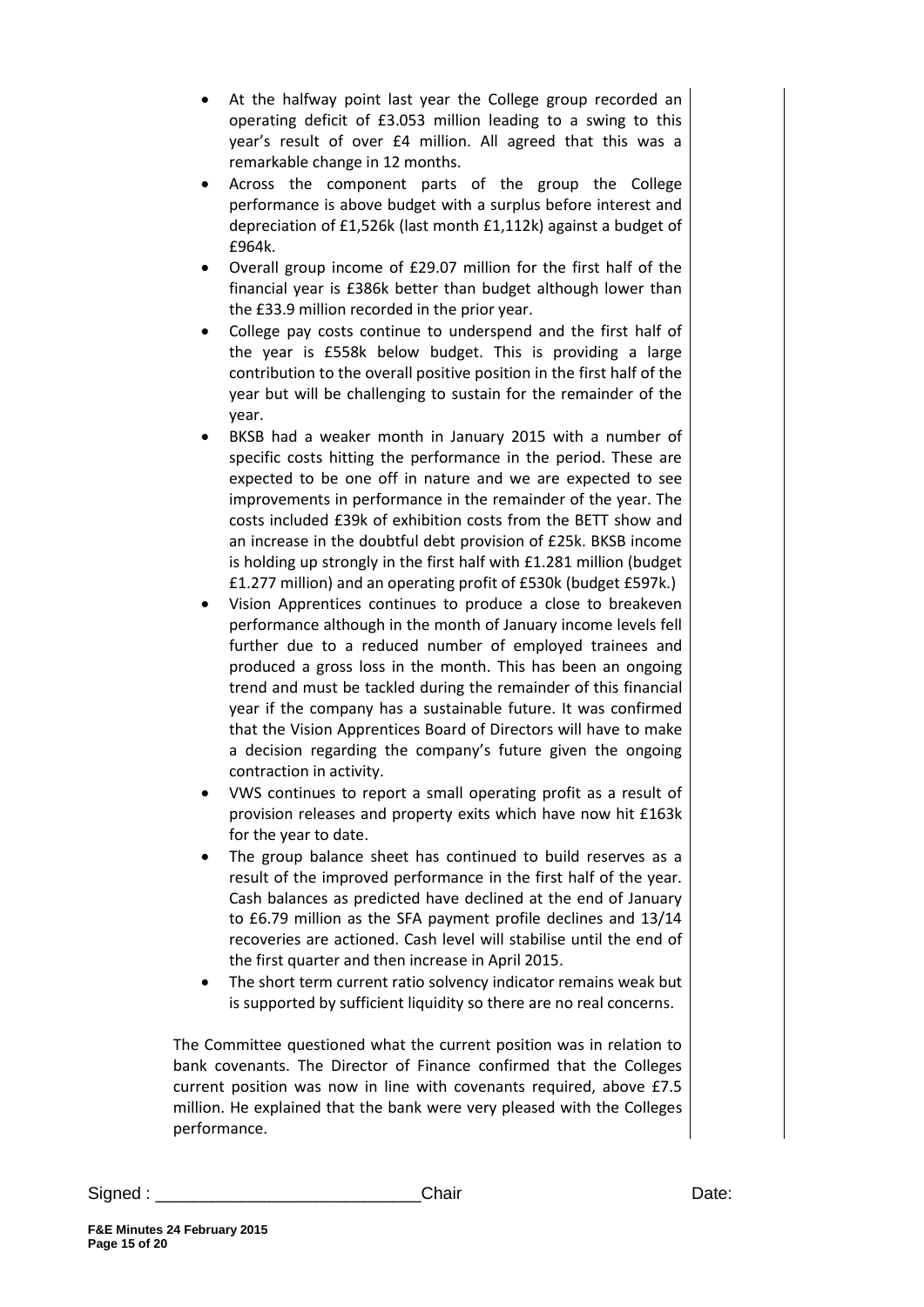- At the halfway point last year the College group recorded an operating deficit of £3.053 million leading to a swing to this year's result of over £4 million. All agreed that this was a remarkable change in 12 months.
- Across the component parts of the group the College performance is above budget with a surplus before interest and depreciation of £1,526k (last month £1,112k) against a budget of £964k.
- Overall group income of £29.07 million for the first half of the financial year is £386k better than budget although lower than the £33.9 million recorded in the prior year.
- College pay costs continue to underspend and the first half of the year is £558k below budget. This is providing a large contribution to the overall positive position in the first half of the year but will be challenging to sustain for the remainder of the year.
- BKSB had a weaker month in January 2015 with a number of specific costs hitting the performance in the period. These are expected to be one off in nature and we are expected to see improvements in performance in the remainder of the year. The costs included £39k of exhibition costs from the BETT show and an increase in the doubtful debt provision of £25k. BKSB income is holding up strongly in the first half with £1.281 million (budget £1.277 million) and an operating profit of £530k (budget £597k.)
- Vision Apprentices continues to produce a close to breakeven performance although in the month of January income levels fell further due to a reduced number of employed trainees and produced a gross loss in the month. This has been an ongoing trend and must be tackled during the remainder of this financial year if the company has a sustainable future. It was confirmed that the Vision Apprentices Board of Directors will have to make a decision regarding the company's future given the ongoing contraction in activity.
- VWS continues to report a small operating profit as a result of provision releases and property exits which have now hit £163k for the year to date.
- The group balance sheet has continued to build reserves as a result of the improved performance in the first half of the year. Cash balances as predicted have declined at the end of January to £6.79 million as the SFA payment profile declines and 13/14 recoveries are actioned. Cash level will stabilise until the end of the first quarter and then increase in April 2015.
- The short term current ratio solvency indicator remains weak but is supported by sufficient liquidity so there are no real concerns.

The Committee questioned what the current position was in relation to bank covenants. The Director of Finance confirmed that the Colleges current position was now in line with covenants required, above £7.5 million. He explained that the bank were very pleased with the Colleges performance.

Signed : ___________________________Chair Date: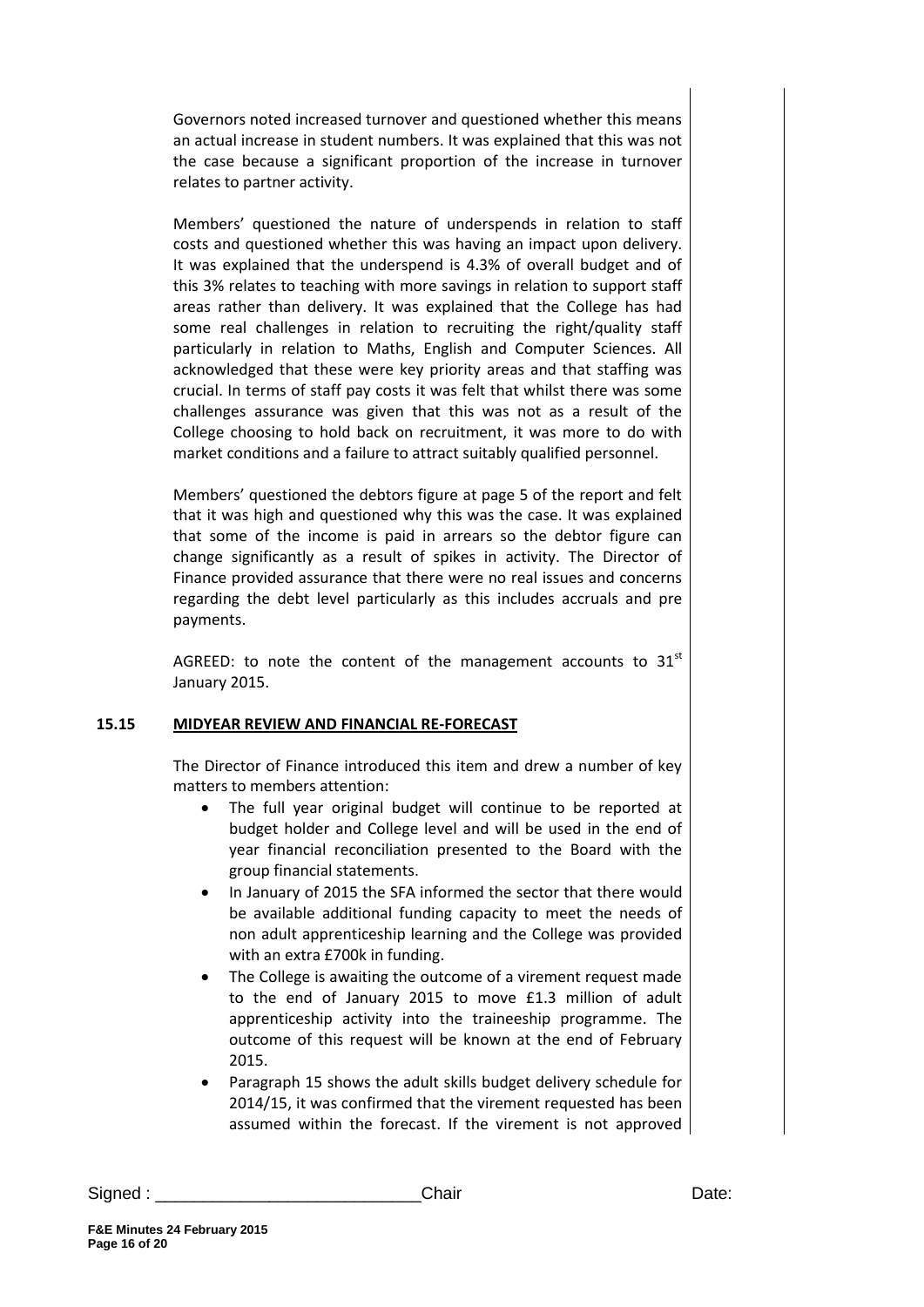Governors noted increased turnover and questioned whether this means an actual increase in student numbers. It was explained that this was not the case because a significant proportion of the increase in turnover relates to partner activity.

Members' questioned the nature of underspends in relation to staff costs and questioned whether this was having an impact upon delivery. It was explained that the underspend is 4.3% of overall budget and of this 3% relates to teaching with more savings in relation to support staff areas rather than delivery. It was explained that the College has had some real challenges in relation to recruiting the right/quality staff particularly in relation to Maths, English and Computer Sciences. All acknowledged that these were key priority areas and that staffing was crucial. In terms of staff pay costs it was felt that whilst there was some challenges assurance was given that this was not as a result of the College choosing to hold back on recruitment, it was more to do with market conditions and a failure to attract suitably qualified personnel.

Members' questioned the debtors figure at page 5 of the report and felt that it was high and questioned why this was the case. It was explained that some of the income is paid in arrears so the debtor figure can change significantly as a result of spikes in activity. The Director of Finance provided assurance that there were no real issues and concerns regarding the debt level particularly as this includes accruals and pre payments.

AGREED: to note the content of the management accounts to 31st January 2015.

**15.15 MIDYEAR REVIEW AND FINANCIAL RE-FORECAST**

The Director of Finance introduced this item and drew a number of key matters to members attention:

- The full year original budget will continue to be reported at budget holder and College level and will be used in the end of year financial reconciliation presented to the Board with the group financial statements.
- In January of 2015 the SFA informed the sector that there would be available additional funding capacity to meet the needs of non adult apprenticeship learning and the College was provided with an extra £700k in funding.
- The College is awaiting the outcome of a virement request made to the end of January 2015 to move £1.3 million of adult apprenticeship activity into the traineeship programme. The outcome of this request will be known at the end of February 2015.
- Paragraph 15 shows the adult skills budget delivery schedule for 2014/15, it was confirmed that the virement requested has been assumed within the forecast. If the virement is not approved

Signed : ___________________________Chair Date: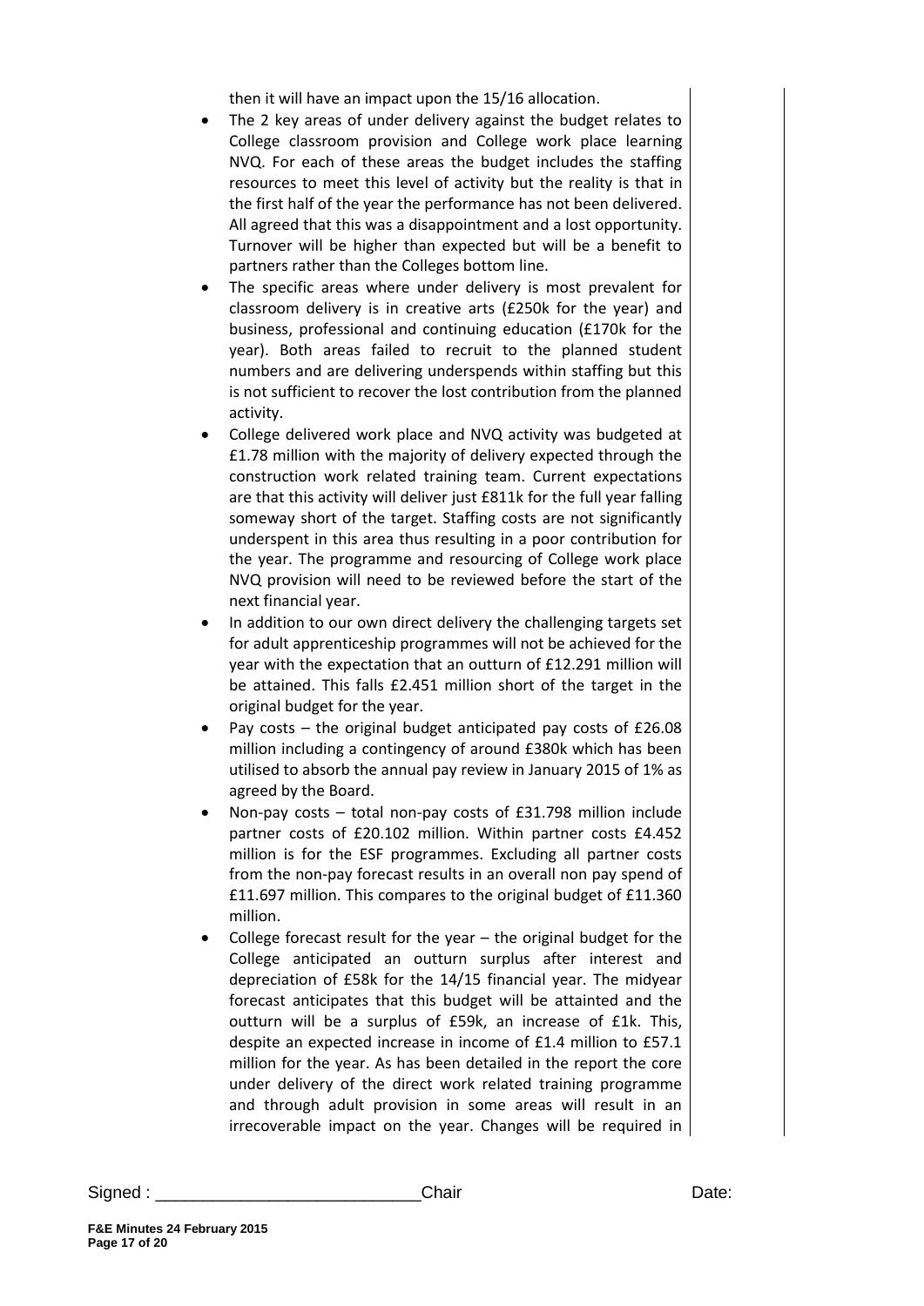then it will have an impact upon the 15/16 allocation.

- The 2 key areas of under delivery against the budget relates to College classroom provision and College work place learning NVQ. For each of these areas the budget includes the staffing resources to meet this level of activity but the reality is that in the first half of the year the performance has not been delivered. All agreed that this was a disappointment and a lost opportunity. Turnover will be higher than expected but will be a benefit to partners rather than the Colleges bottom line.
- The specific areas where under delivery is most prevalent for classroom delivery is in creative arts (£250k for the year) and business, professional and continuing education (£170k for the year). Both areas failed to recruit to the planned student numbers and are delivering underspends within staffing but this is not sufficient to recover the lost contribution from the planned activity.
- College delivered work place and NVQ activity was budgeted at £1.78 million with the majority of delivery expected through the construction work related training team. Current expectations are that this activity will deliver just £811k for the full year falling someway short of the target. Staffing costs are not significantly underspent in this area thus resulting in a poor contribution for the year. The programme and resourcing of College work place NVQ provision will need to be reviewed before the start of the next financial year.
- In addition to our own direct delivery the challenging targets set for adult apprenticeship programmes will not be achieved for the year with the expectation that an outturn of £12.291 million will be attained. This falls £2.451 million short of the target in the original budget for the year.
- Pay costs – the original budget anticipated pay costs of £26.08 million including a contingency of around £380k which has been utilised to absorb the annual pay review in January 2015 of 1% as agreed by the Board.
- Non-pay costs – total non-pay costs of £31.798 million include partner costs of £20.102 million. Within partner costs £4.452 million is for the ESF programmes. Excluding all partner costs from the non-pay forecast results in an overall non pay spend of £11.697 million. This compares to the original budget of £11.360 million.
- College forecast result for the year – the original budget for the College anticipated an outturn surplus after interest and depreciation of £58k for the 14/15 financial year. The midyear forecast anticipates that this budget will be attainted and the outturn will be a surplus of £59k, an increase of £1k. This, despite an expected increase in income of £1.4 million to £57.1 million for the year. As has been detailed in the report the core under delivery of the direct work related training programme and through adult provision in some areas will result in an irrecoverable impact on the year. Changes will be required in

Signed : ___________________________ Chair Date: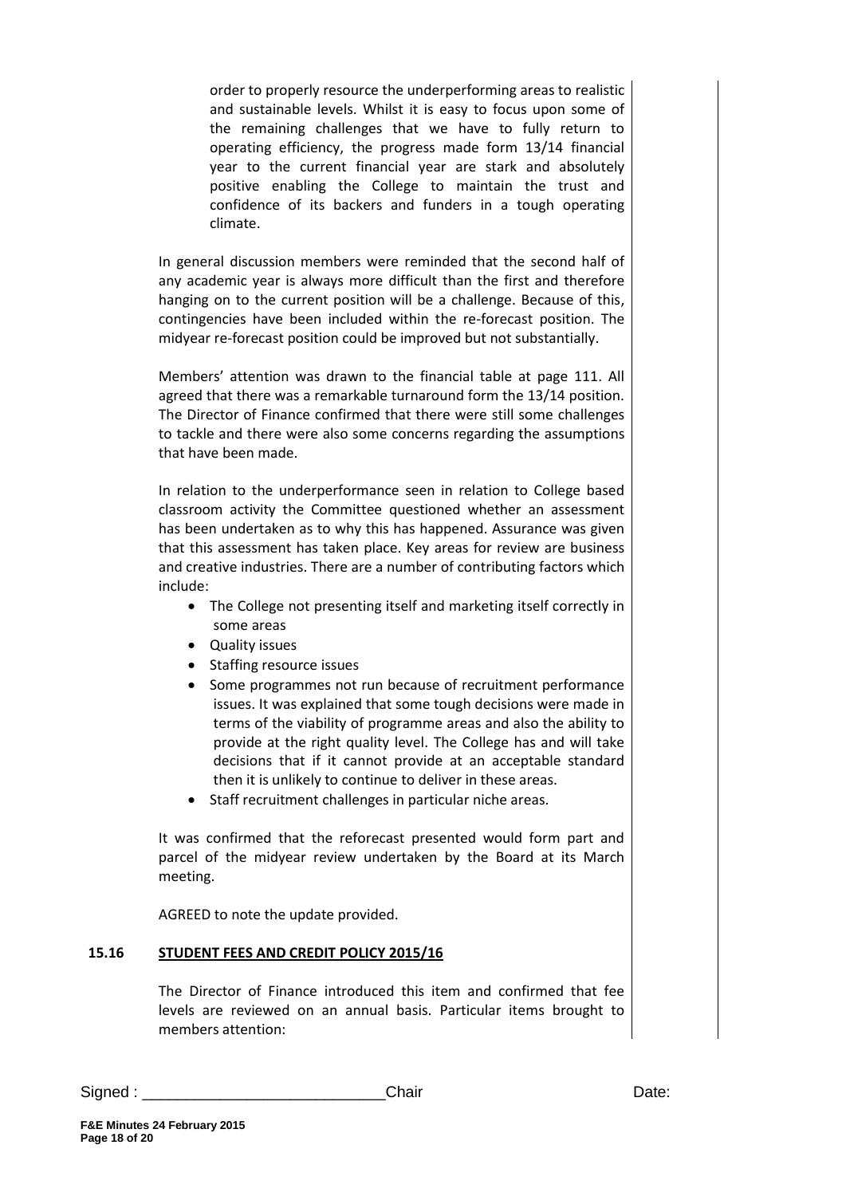order to properly resource the underperforming areas to realistic and sustainable levels. Whilst it is easy to focus upon some of the remaining challenges that we have to fully return to operating efficiency, the progress made form 13/14 financial year to the current financial year are stark and absolutely positive enabling the College to maintain the trust and confidence of its backers and funders in a tough operating climate.

In general discussion members were reminded that the second half of any academic year is always more difficult than the first and therefore hanging on to the current position will be a challenge. Because of this, contingencies have been included within the re-forecast position. The midyear re-forecast position could be improved but not substantially.

Members' attention was drawn to the financial table at page 111. All agreed that there was a remarkable turnaround form the 13/14 position. The Director of Finance confirmed that there were still some challenges to tackle and there were also some concerns regarding the assumptions that have been made.

In relation to the underperformance seen in relation to College based classroom activity the Committee questioned whether an assessment has been undertaken as to why this has happened. Assurance was given that this assessment has taken place. Key areas for review are business and creative industries. There are a number of contributing factors which include:

- The College not presenting itself and marketing itself correctly in some areas
- Quality issues
- Staffing resource issues
- Some programmes not run because of recruitment performance issues. It was explained that some tough decisions were made in terms of the viability of programme areas and also the ability to provide at the right quality level. The College has and will take decisions that if it cannot provide at an acceptable standard then it is unlikely to continue to deliver in these areas.
- Staff recruitment challenges in particular niche areas.

It was confirmed that the reforecast presented would form part and parcel of the midyear review undertaken by the Board at its March meeting.

AGREED to note the update provided.

## 15.16 STUDENT FEES AND CREDIT POLICY 2015/16

The Director of Finance introduced this item and confirmed that fee levels are reviewed on an annual basis. Particular items brought to members attention:

Signed : ___________________________ Chair Date: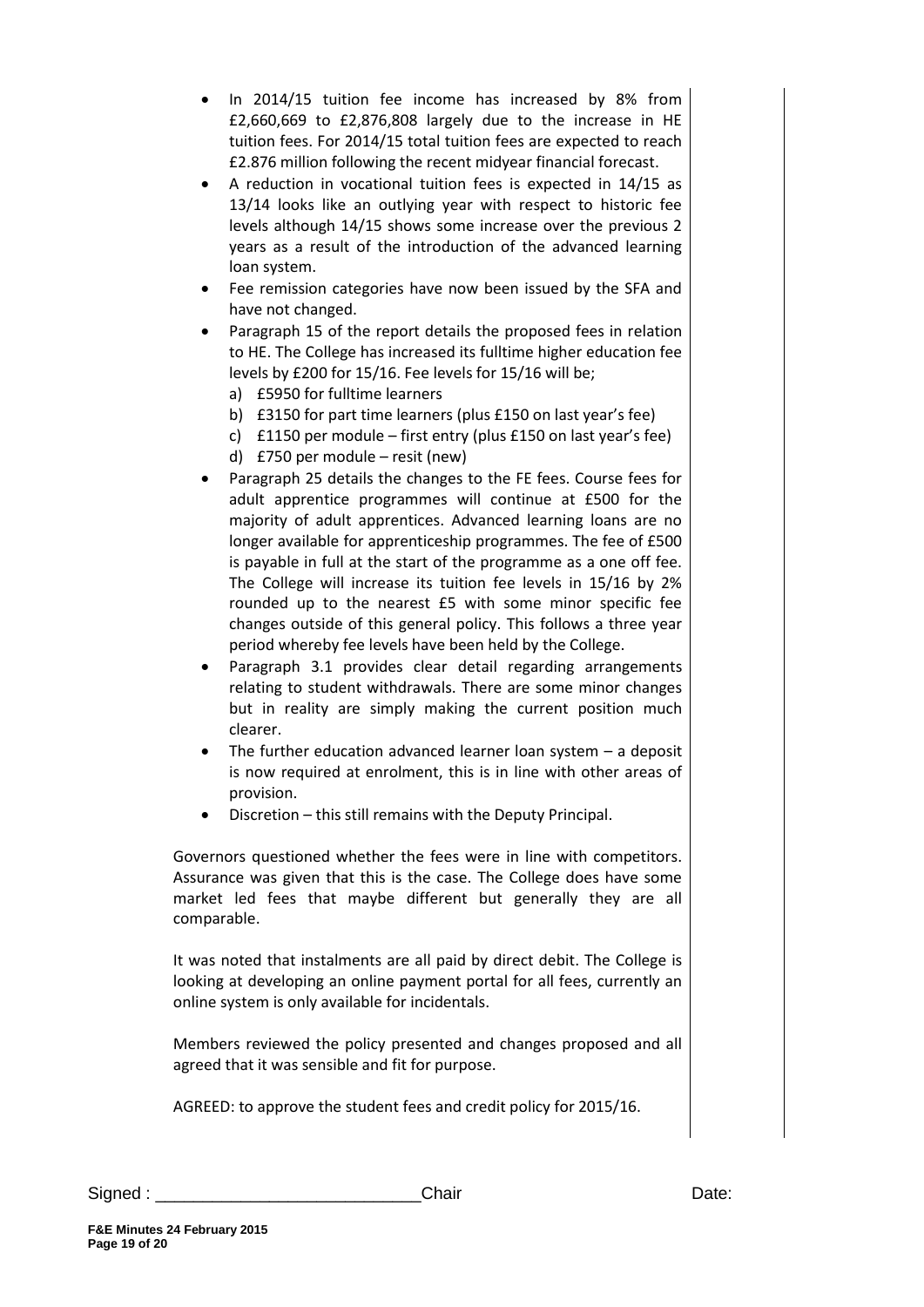- In 2014/15 tuition fee income has increased by 8% from £2,660,669 to £2,876,808 largely due to the increase in HE tuition fees. For 2014/15 total tuition fees are expected to reach £2.876 million following the recent midyear financial forecast.
- A reduction in vocational tuition fees is expected in 14/15 as 13/14 looks like an outlying year with respect to historic fee levels although 14/15 shows some increase over the previous 2 years as a result of the introduction of the advanced learning loan system.
- Fee remission categories have now been issued by the SFA and have not changed.
- Paragraph 15 of the report details the proposed fees in relation to HE. The College has increased its fulltime higher education fee levels by £200 for 15/16. Fee levels for 15/16 will be;
  a) £5950 for fulltime learners
  b) £3150 for part time learners (plus £150 on last year's fee)
  c) £1150 per module – first entry (plus £150 on last year's fee)
  d) £750 per module – resit (new)
- Paragraph 25 details the changes to the FE fees. Course fees for adult apprentice programmes will continue at £500 for the majority of adult apprentices. Advanced learning loans are no longer available for apprenticeship programmes. The fee of £500 is payable in full at the start of the programme as a one off fee. The College will increase its tuition fee levels in 15/16 by 2% rounded up to the nearest £5 with some minor specific fee changes outside of this general policy. This follows a three year period whereby fee levels have been held by the College.
- Paragraph 3.1 provides clear detail regarding arrangements relating to student withdrawals. There are some minor changes but in reality are simply making the current position much clearer.
- The further education advanced learner loan system – a deposit is now required at enrolment, this is in line with other areas of provision.
- Discretion – this still remains with the Deputy Principal.

Governors questioned whether the fees were in line with competitors. Assurance was given that this is the case. The College does have some market led fees that maybe different but generally they are all comparable.

It was noted that instalments are all paid by direct debit. The College is looking at developing an online payment portal for all fees, currently an online system is only available for incidentals.

Members reviewed the policy presented and changes proposed and all agreed that it was sensible and fit for purpose.

AGREED: to approve the student fees and credit policy for 2015/16.

Signed : ___________________________Chair Date: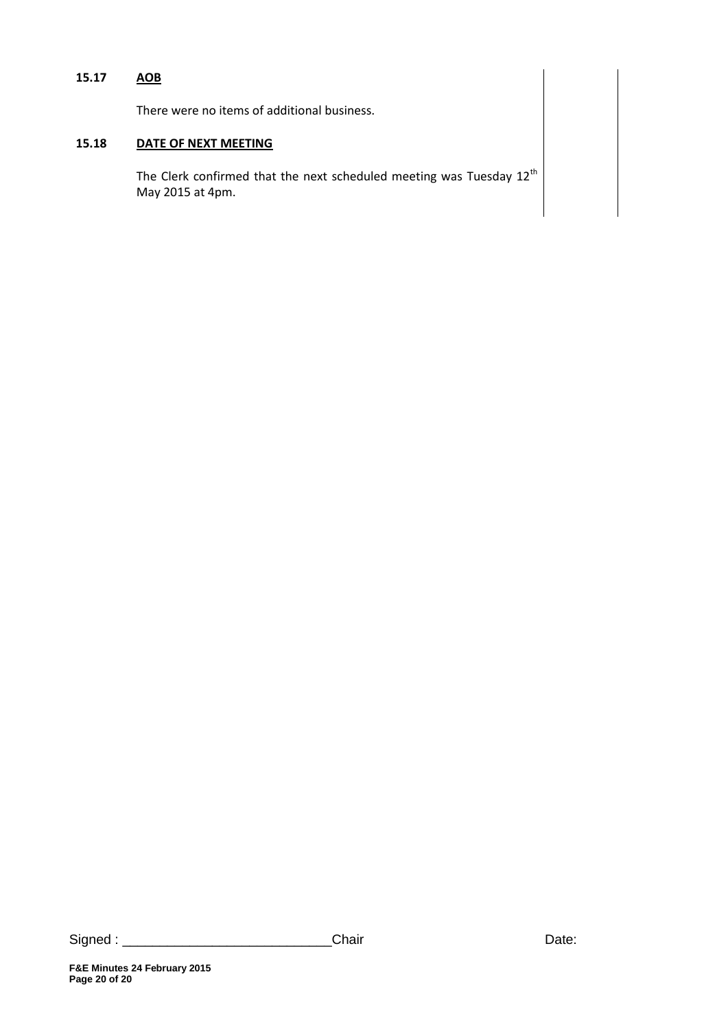**15.17 AOB**

There were no items of additional business.

**15.18 DATE OF NEXT MEETING**

The Clerk confirmed that the next scheduled meeting was Tuesday 12th May 2015 at 4pm.

Signed : ____________________________Chair Date: